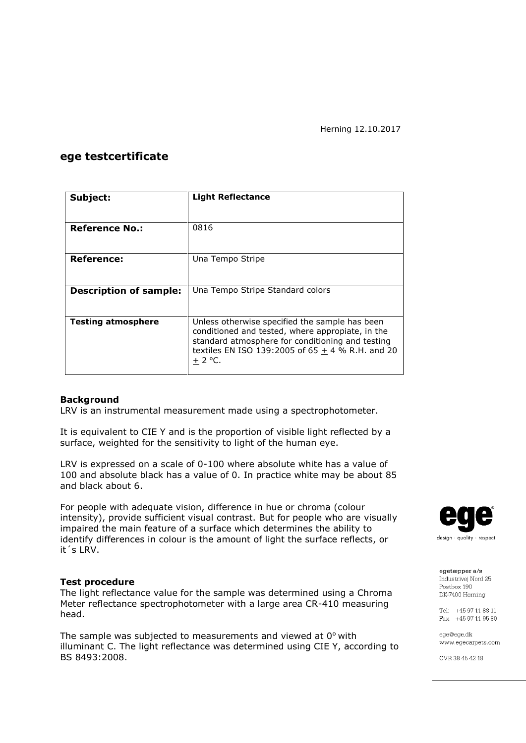Herning 12.10.2017

# ege testcertificate

| **Subject:** | **Light Reflectance** |
|---|---|
| **Reference No.:** | 0816 |
| **Reference:** | Una Tempo Stripe |
| **Description of sample:** | Una Tempo Stripe Standard colors |
| **Testing atmosphere** | Unless otherwise specified the sample has been conditioned and tested, where appropiate, in the standard atmosphere for conditioning and testing textiles EN ISO 139:2005 of 65 ± 4 % R.H. and 20 ± 2 °C. |

**Background**

LRV is an instrumental measurement made using a spectrophotometer.

It is equivalent to CIE Y and is the proportion of visible light reflected by a surface, weighted for the sensitivity to light of the human eye.

LRV is expressed on a scale of 0-100 where absolute white has a value of 100 and absolute black has a value of 0. In practice white may be about 85 and black about 6.

For people with adequate vision, difference in hue or chroma (colour intensity), provide sufficient visual contrast. But for people who are visually impaired the main feature of a surface which determines the ability to identify differences in colour is the amount of light the surface reflects, or it´s LRV.

**Test procedure**

The light reflectance value for the sample was determined using a Chroma Meter reflectance spectrophotometer with a large area CR-410 measuring head.

The sample was subjected to measurements and viewed at 0° with illuminant C. The light reflectance was determined using CIE Y, according to BS 8493:2008.

ege
design · quality · respect

egetæpper a/s
Industrivej Nord 25
Postbox 190
DK-7400 Herning

Tel: +45 97 11 88 11
Fax: +45 97 11 95 80

ege@ege.dk
www.egecarpets.com

CVR 38 45 42 18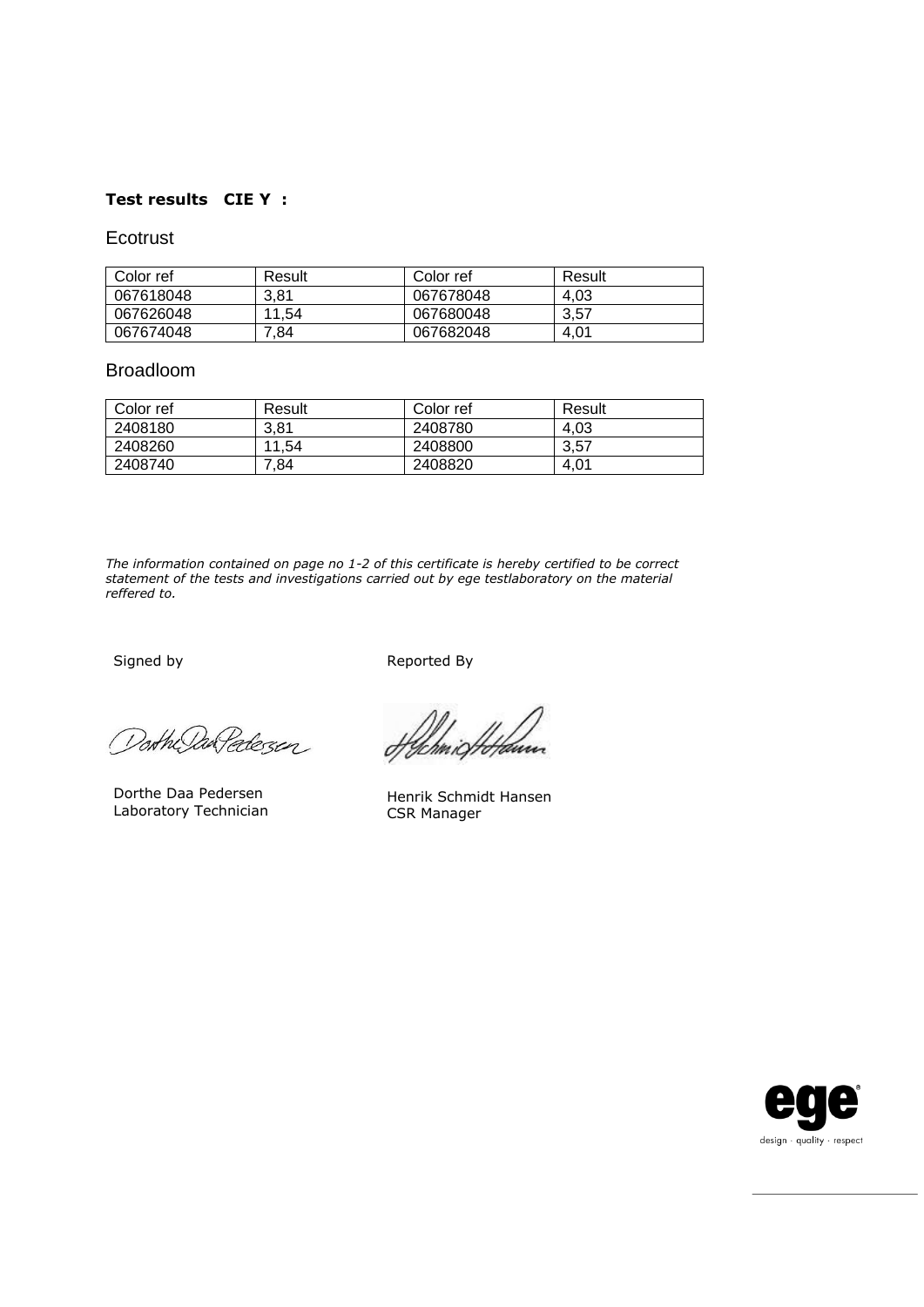**Test results CIE Y :**

## Ecotrust

| Color ref | Result | Color ref | Result |
|---|---|---|---|
| 067618048 | 3,81 | 067678048 | 4,03 |
| 067626048 | 11,54 | 067680048 | 3,57 |
| 067674048 | 7,84 | 067682048 | 4,01 |

## Broadloom

| Color ref | Result | Color ref | Result |
|---|---|---|---|
| 2408180 | 3,81 | 2408780 | 4,03 |
| 2408260 | 11,54 | 2408800 | 3,57 |
| 2408740 | 7,84 | 2408820 | 4,01 |

*The information contained on page no 1-2 of this certificate is hereby certified to be correct statement of the tests and investigations carried out by ege testlaboratory on the material reffered to.*

Signed by

Dorthe Daa Pedersen
Laboratory Technician

Reported By

Henrik Schmidt Hansen
CSR Manager

ege
design · quality · respect